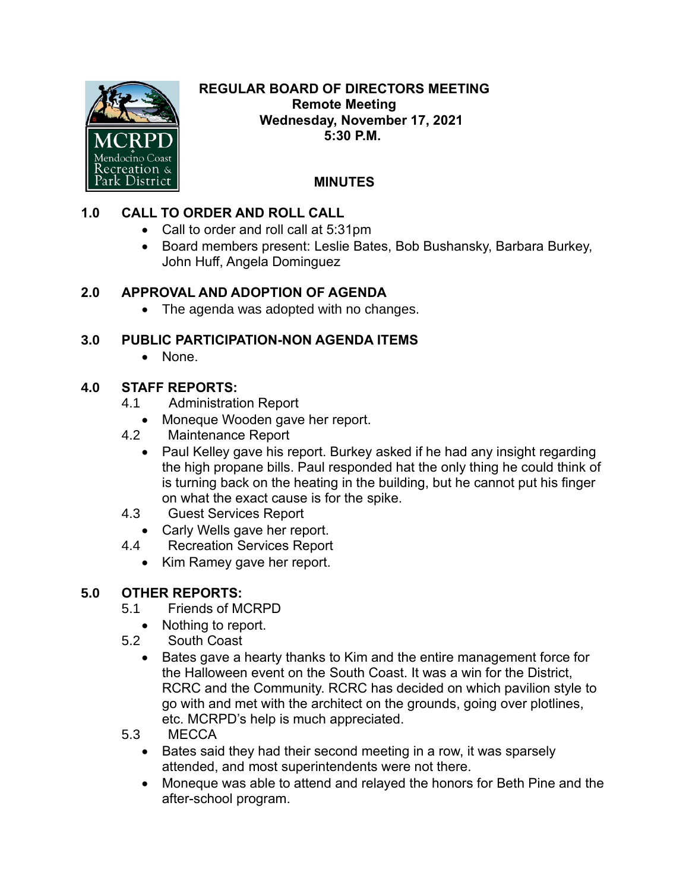# REGULAR BOARD OF DIRECTORS MEETING
**Remote Meeting**
**Wednesday, November 17, 2021**
**5:30 P.M.**

## MINUTES

## 1.0 CALL TO ORDER AND ROLL CALL

- Call to order and roll call at 5:31pm
- Board members present: Leslie Bates, Bob Bushansky, Barbara Burkey, John Huff, Angela Dominguez

## 2.0 APPROVAL AND ADOPTION OF AGENDA

- The agenda was adopted with no changes.

## 3.0 PUBLIC PARTICIPATION-NON AGENDA ITEMS

- None.

## 4.0 STAFF REPORTS:

4.1 Administration Report

- Moneque Wooden gave her report.

4.2 Maintenance Report

- Paul Kelley gave his report. Burkey asked if he had any insight regarding the high propane bills. Paul responded hat the only thing he could think of is turning back on the heating in the building, but he cannot put his finger on what the exact cause is for the spike.

4.3 Guest Services Report

- Carly Wells gave her report.

4.4 Recreation Services Report

- Kim Ramey gave her report.

## 5.0 OTHER REPORTS:

5.1 Friends of MCRPD

- Nothing to report.

5.2 South Coast

- Bates gave a hearty thanks to Kim and the entire management force for the Halloween event on the South Coast. It was a win for the District, RCRC and the Community. RCRC has decided on which pavilion style to go with and met with the architect on the grounds, going over plotlines, etc. MCRPD's help is much appreciated.

5.3 MECCA

- Bates said they had their second meeting in a row, it was sparsely attended, and most superintendents were not there.
- Moneque was able to attend and relayed the honors for Beth Pine and the after-school program.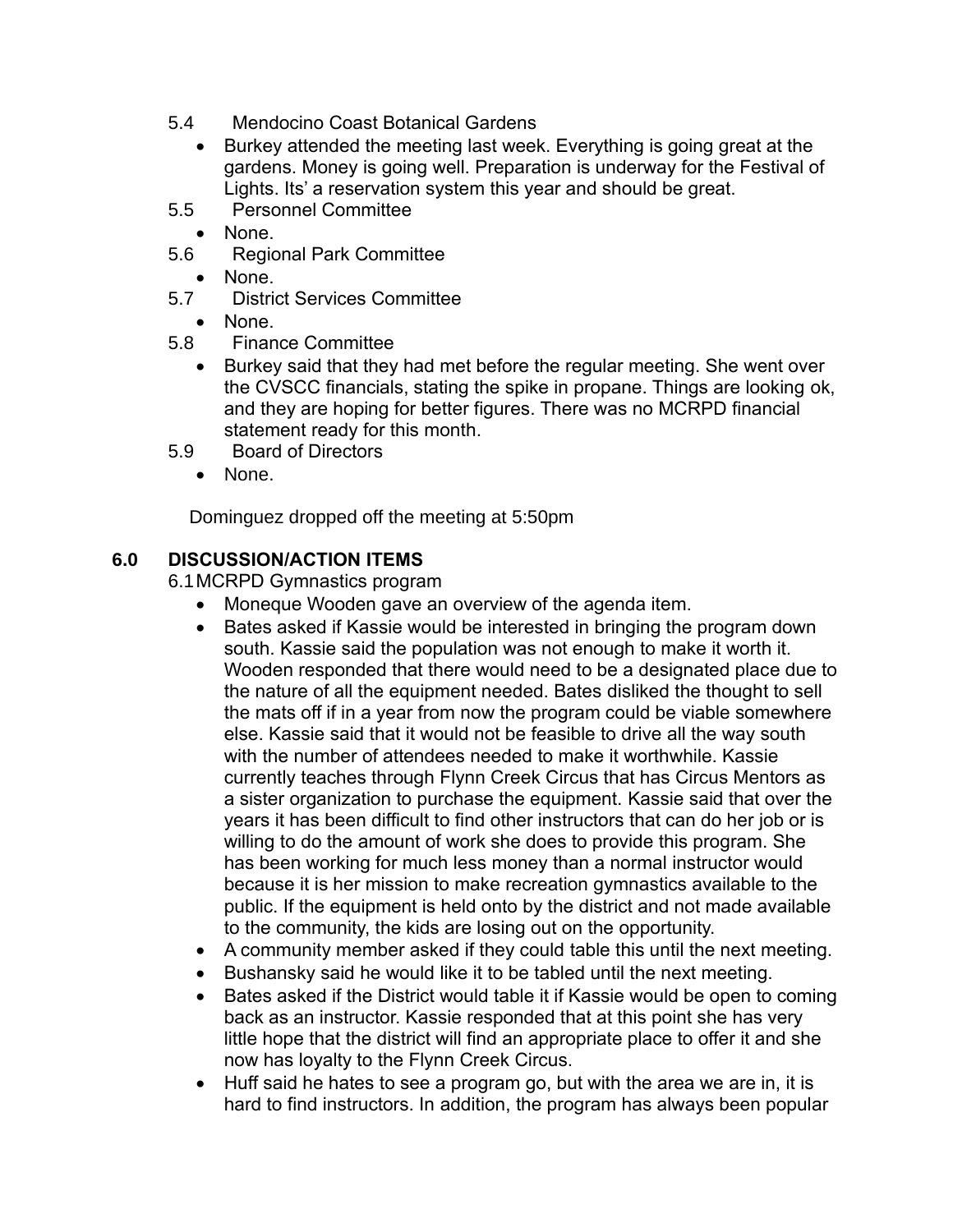5.4 Mendocino Coast Botanical Gardens

- Burkey attended the meeting last week. Everything is going great at the gardens. Money is going well. Preparation is underway for the Festival of Lights. Its' a reservation system this year and should be great.

5.5 Personnel Committee

- None.

5.6 Regional Park Committee

- None.

5.7 District Services Committee

- None.

5.8 Finance Committee

- Burkey said that they had met before the regular meeting. She went over the CVSCC financials, stating the spike in propane. Things are looking ok, and they are hoping for better figures. There was no MCRPD financial statement ready for this month.

5.9 Board of Directors

- None.

Dominguez dropped off the meeting at 5:50pm

## 6.0 DISCUSSION/ACTION ITEMS

6.1 MCRPD Gymnastics program

- Moneque Wooden gave an overview of the agenda item.
- Bates asked if Kassie would be interested in bringing the program down south. Kassie said the population was not enough to make it worth it. Wooden responded that there would need to be a designated place due to the nature of all the equipment needed. Bates disliked the thought to sell the mats off if in a year from now the program could be viable somewhere else. Kassie said that it would not be feasible to drive all the way south with the number of attendees needed to make it worthwhile. Kassie currently teaches through Flynn Creek Circus that has Circus Mentors as a sister organization to purchase the equipment. Kassie said that over the years it has been difficult to find other instructors that can do her job or is willing to do the amount of work she does to provide this program. She has been working for much less money than a normal instructor would because it is her mission to make recreation gymnastics available to the public. If the equipment is held onto by the district and not made available to the community, the kids are losing out on the opportunity.
- A community member asked if they could table this until the next meeting.
- Bushansky said he would like it to be tabled until the next meeting.
- Bates asked if the District would table it if Kassie would be open to coming back as an instructor. Kassie responded that at this point she has very little hope that the district will find an appropriate place to offer it and she now has loyalty to the Flynn Creek Circus.
- Huff said he hates to see a program go, but with the area we are in, it is hard to find instructors. In addition, the program has always been popular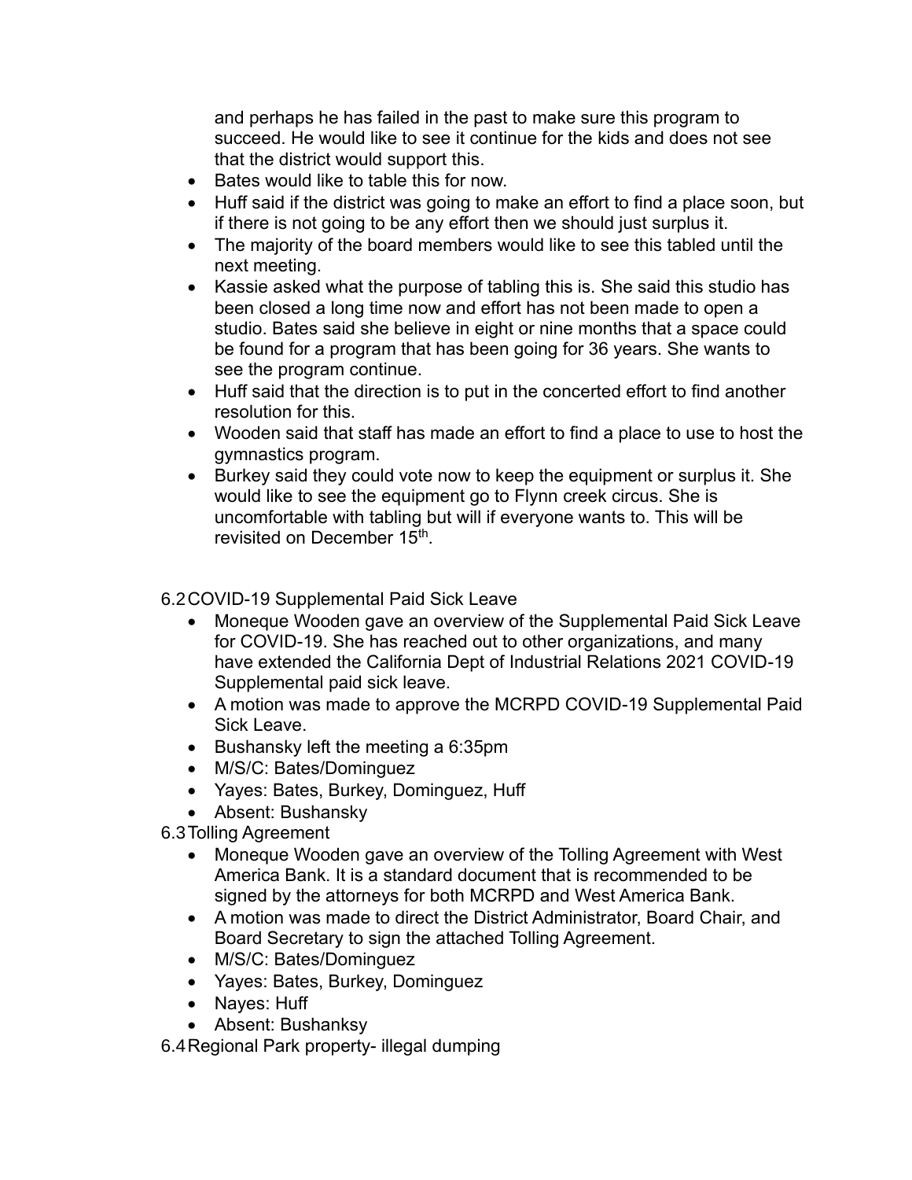and perhaps he has failed in the past to make sure this program to succeed. He would like to see it continue for the kids and does not see that the district would support this.

- Bates would like to table this for now.
- Huff said if the district was going to make an effort to find a place soon, but if there is not going to be any effort then we should just surplus it.
- The majority of the board members would like to see this tabled until the next meeting.
- Kassie asked what the purpose of tabling this is. She said this studio has been closed a long time now and effort has not been made to open a studio. Bates said she believe in eight or nine months that a space could be found for a program that has been going for 36 years. She wants to see the program continue.
- Huff said that the direction is to put in the concerted effort to find another resolution for this.
- Wooden said that staff has made an effort to find a place to use to host the gymnastics program.
- Burkey said they could vote now to keep the equipment or surplus it. She would like to see the equipment go to Flynn creek circus. She is uncomfortable with tabling but will if everyone wants to. This will be revisited on December 15th.

6.2 COVID-19 Supplemental Paid Sick Leave

- Moneque Wooden gave an overview of the Supplemental Paid Sick Leave for COVID-19. She has reached out to other organizations, and many have extended the California Dept of Industrial Relations 2021 COVID-19 Supplemental paid sick leave.
- A motion was made to approve the MCRPD COVID-19 Supplemental Paid Sick Leave.
- Bushansky left the meeting a 6:35pm
- M/S/C: Bates/Dominguez
- Yayes: Bates, Burkey, Dominguez, Huff
- Absent: Bushansky

6.3 Tolling Agreement

- Moneque Wooden gave an overview of the Tolling Agreement with West America Bank. It is a standard document that is recommended to be signed by the attorneys for both MCRPD and West America Bank.
- A motion was made to direct the District Administrator, Board Chair, and Board Secretary to sign the attached Tolling Agreement.
- M/S/C: Bates/Dominguez
- Yayes: Bates, Burkey, Dominguez
- Nayes: Huff
- Absent: Bushanksy

6.4 Regional Park property- illegal dumping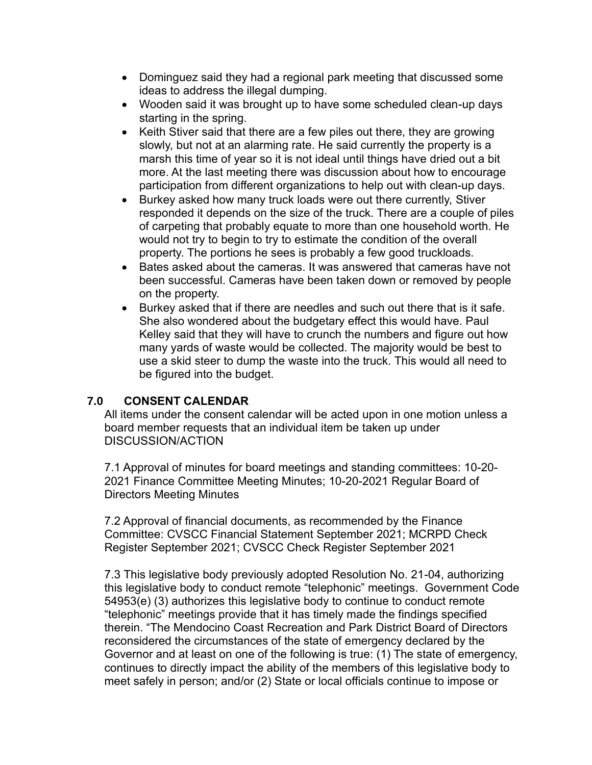- Dominguez said they had a regional park meeting that discussed some ideas to address the illegal dumping.
- Wooden said it was brought up to have some scheduled clean-up days starting in the spring.
- Keith Stiver said that there are a few piles out there, they are growing slowly, but not at an alarming rate. He said currently the property is a marsh this time of year so it is not ideal until things have dried out a bit more. At the last meeting there was discussion about how to encourage participation from different organizations to help out with clean-up days.
- Burkey asked how many truck loads were out there currently, Stiver responded it depends on the size of the truck. There are a couple of piles of carpeting that probably equate to more than one household worth. He would not try to begin to try to estimate the condition of the overall property. The portions he sees is probably a few good truckloads.
- Bates asked about the cameras. It was answered that cameras have not been successful. Cameras have been taken down or removed by people on the property.
- Burkey asked that if there are needles and such out there that is it safe. She also wondered about the budgetary effect this would have. Paul Kelley said that they will have to crunch the numbers and figure out how many yards of waste would be collected. The majority would be best to use a skid steer to dump the waste into the truck. This would all need to be figured into the budget.

## 7.0 CONSENT CALENDAR

All items under the consent calendar will be acted upon in one motion unless a board member requests that an individual item be taken up under DISCUSSION/ACTION

7.1 Approval of minutes for board meetings and standing committees: 10-20-2021 Finance Committee Meeting Minutes; 10-20-2021 Regular Board of Directors Meeting Minutes

7.2 Approval of financial documents, as recommended by the Finance Committee: CVSCC Financial Statement September 2021; MCRPD Check Register September 2021; CVSCC Check Register September 2021

7.3 This legislative body previously adopted Resolution No. 21-04, authorizing this legislative body to conduct remote "telephonic" meetings. Government Code 54953(e) (3) authorizes this legislative body to continue to conduct remote "telephonic" meetings provide that it has timely made the findings specified therein. "The Mendocino Coast Recreation and Park District Board of Directors reconsidered the circumstances of the state of emergency declared by the Governor and at least on one of the following is true: (1) The state of emergency, continues to directly impact the ability of the members of this legislative body to meet safely in person; and/or (2) State or local officials continue to impose or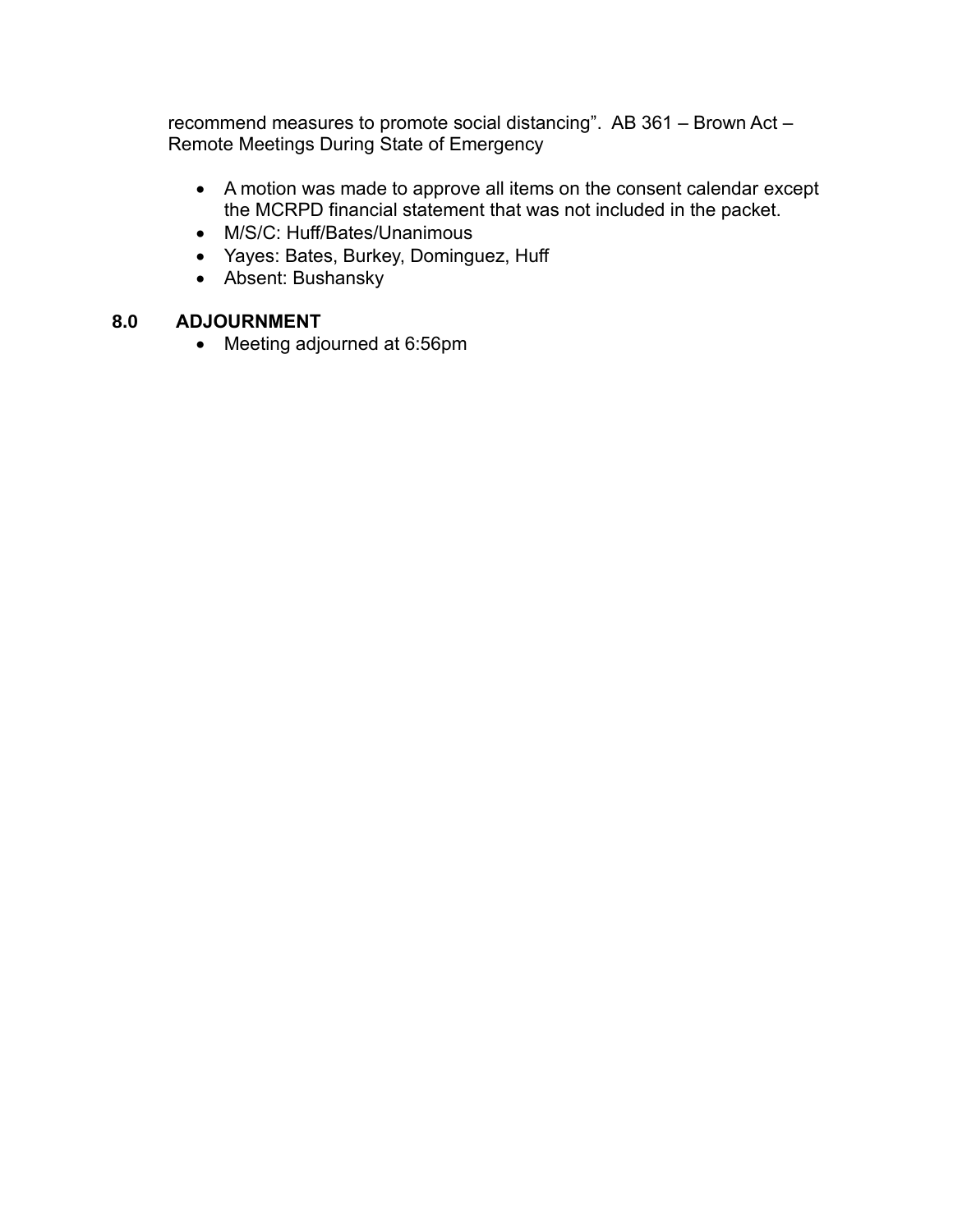recommend measures to promote social distancing". AB 361 – Brown Act – Remote Meetings During State of Emergency

- A motion was made to approve all items on the consent calendar except the MCRPD financial statement that was not included in the packet.
- M/S/C: Huff/Bates/Unanimous
- Yayes: Bates, Burkey, Dominguez, Huff
- Absent: Bushansky

**8.0 ADJOURNMENT**

- Meeting adjourned at 6:56pm